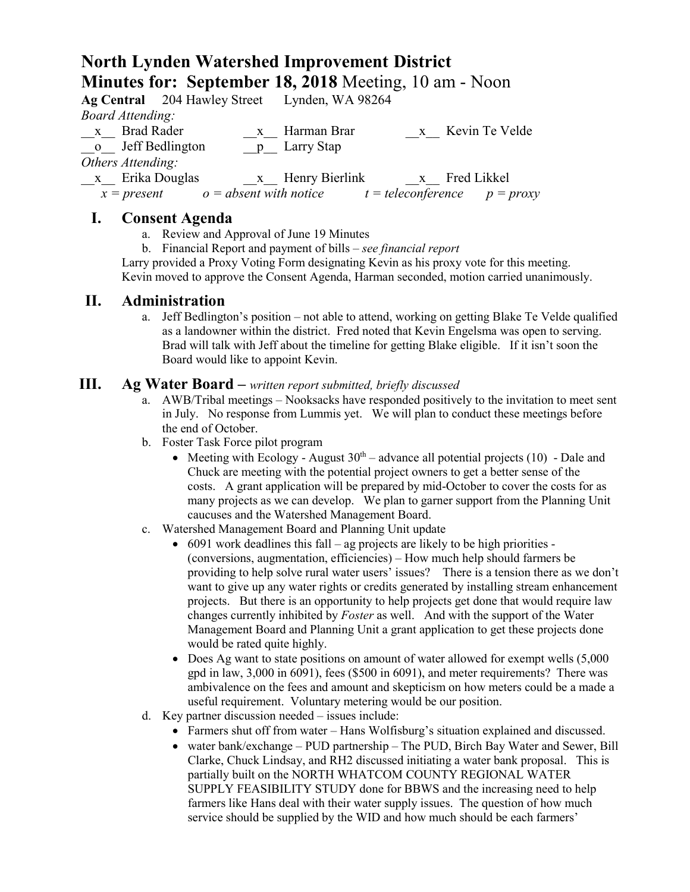# North Lynden Watershed Improvement District

## Minutes for: September 18, 2018 Meeting, 10 am - Noon

**Ag Central** 204 Hawley Street Lynden, WA 98264

*Board Attending:*

__x__ Brad Rader __x__ Harman Brar __x__ Kevin Te Velde

__o__ Jeff Bedlington __p__ Larry Stap

*Others Attending:*

__x__ Erika Douglas __x__ Henry Bierlink __x__ Fred Likkel

*x = present o = absent with notice t = teleconference p = proxy*

## I. Consent Agenda

a. Review and Approval of June 19 Minutes

b. Financial Report and payment of bills – *see financial report*

Larry provided a Proxy Voting Form designating Kevin as his proxy vote for this meeting. Kevin moved to approve the Consent Agenda, Harman seconded, motion carried unanimously.

## II. Administration

a. Jeff Bedlington's position – not able to attend, working on getting Blake Te Velde qualified as a landowner within the district. Fred noted that Kevin Engelsma was open to serving. Brad will talk with Jeff about the timeline for getting Blake eligible. If it isn't soon the Board would like to appoint Kevin.

## III. Ag Water Board – *written report submitted, briefly discussed*

a. AWB/Tribal meetings – Nooksacks have responded positively to the invitation to meet sent in July. No response from Lummis yet. We will plan to conduct these meetings before the end of October.

b. Foster Task Force pilot program

- Meeting with Ecology - August 30th – advance all potential projects (10) - Dale and Chuck are meeting with the potential project owners to get a better sense of the costs. A grant application will be prepared by mid-October to cover the costs for as many projects as we can develop. We plan to garner support from the Planning Unit caucuses and the Watershed Management Board.

c. Watershed Management Board and Planning Unit update

- 6091 work deadlines this fall – ag projects are likely to be high priorities - (conversions, augmentation, efficiencies) – How much help should farmers be providing to help solve rural water users' issues? There is a tension there as we don't want to give up any water rights or credits generated by installing stream enhancement projects. But there is an opportunity to help projects get done that would require law changes currently inhibited by *Foster* as well. And with the support of the Water Management Board and Planning Unit a grant application to get these projects done would be rated quite highly.
- Does Ag want to state positions on amount of water allowed for exempt wells (5,000 gpd in law, 3,000 in 6091), fees ($500 in 6091), and meter requirements? There was ambivalence on the fees and amount and skepticism on how meters could be a made a useful requirement. Voluntary metering would be our position.

d. Key partner discussion needed – issues include:

- Farmers shut off from water – Hans Wolfisburg's situation explained and discussed.
- water bank/exchange – PUD partnership – The PUD, Birch Bay Water and Sewer, Bill Clarke, Chuck Lindsay, and RH2 discussed initiating a water bank proposal. This is partially built on the NORTH WHATCOM COUNTY REGIONAL WATER SUPPLY FEASIBILITY STUDY done for BBWS and the increasing need to help farmers like Hans deal with their water supply issues. The question of how much service should be supplied by the WID and how much should be each farmers'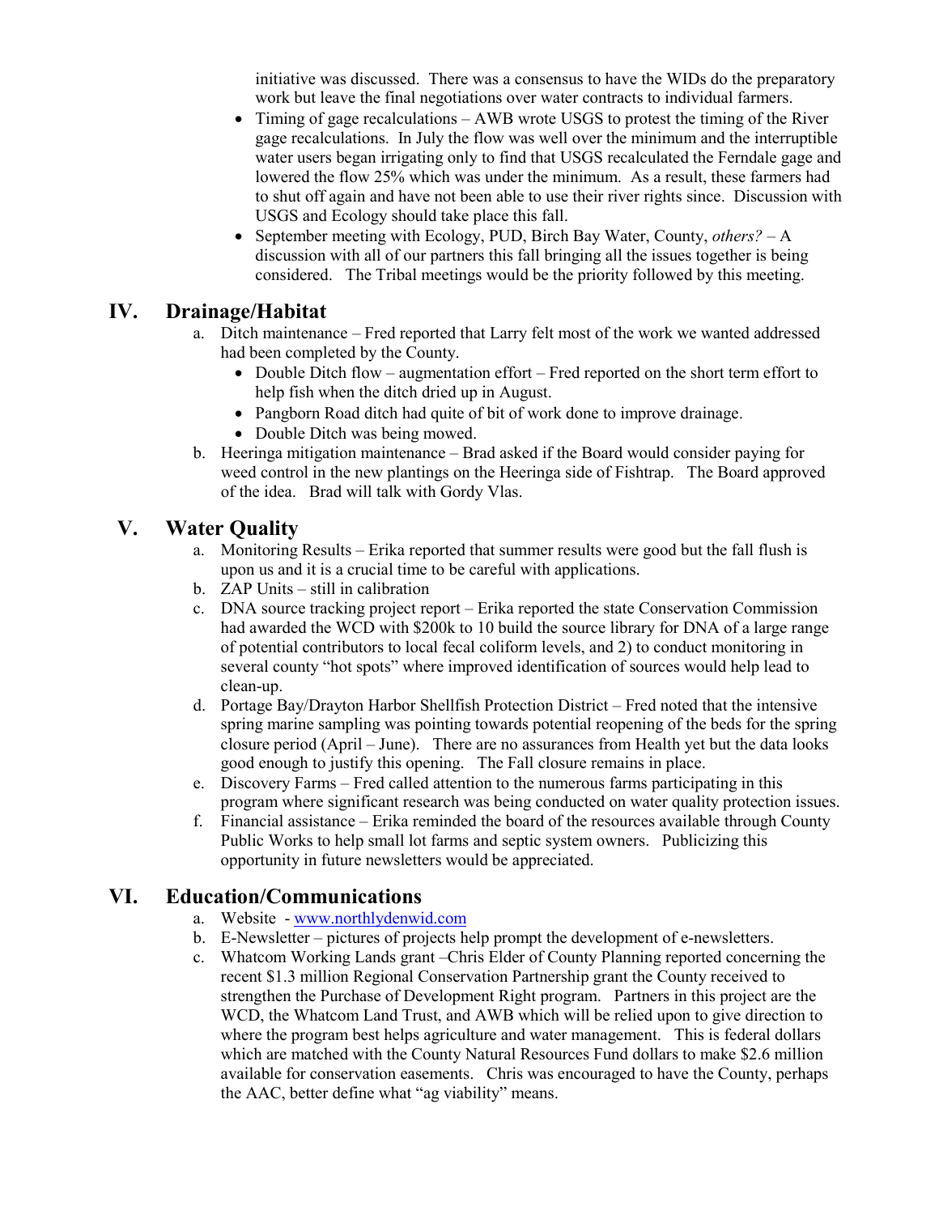initiative was discussed. There was a consensus to have the WIDs do the preparatory work but leave the final negotiations over water contracts to individual farmers.

- Timing of gage recalculations – AWB wrote USGS to protest the timing of the River gage recalculations. In July the flow was well over the minimum and the interruptible water users began irrigating only to find that USGS recalculated the Ferndale gage and lowered the flow 25% which was under the minimum. As a result, these farmers had to shut off again and have not been able to use their river rights since. Discussion with USGS and Ecology should take place this fall.
- September meeting with Ecology, PUD, Birch Bay Water, County, *others?* – A discussion with all of our partners this fall bringing all the issues together is being considered. The Tribal meetings would be the priority followed by this meeting.

## IV. Drainage/Habitat

a. Ditch maintenance – Fred reported that Larry felt most of the work we wanted addressed had been completed by the County.
   - Double Ditch flow – augmentation effort – Fred reported on the short term effort to help fish when the ditch dried up in August.
   - Pangborn Road ditch had quite of bit of work done to improve drainage.
   - Double Ditch was being mowed.

b. Heeringa mitigation maintenance – Brad asked if the Board would consider paying for weed control in the new plantings on the Heeringa side of Fishtrap. The Board approved of the idea. Brad will talk with Gordy Vlas.

## V. Water Quality

a. Monitoring Results – Erika reported that summer results were good but the fall flush is upon us and it is a crucial time to be careful with applications.

b. ZAP Units – still in calibration

c. DNA source tracking project report – Erika reported the state Conservation Commission had awarded the WCD with $200k to 10 build the source library for DNA of a large range of potential contributors to local fecal coliform levels, and 2) to conduct monitoring in several county "hot spots" where improved identification of sources would help lead to clean-up.

d. Portage Bay/Drayton Harbor Shellfish Protection District – Fred noted that the intensive spring marine sampling was pointing towards potential reopening of the beds for the spring closure period (April – June). There are no assurances from Health yet but the data looks good enough to justify this opening. The Fall closure remains in place.

e. Discovery Farms – Fred called attention to the numerous farms participating in this program where significant research was being conducted on water quality protection issues.

f. Financial assistance – Erika reminded the board of the resources available through County Public Works to help small lot farms and septic system owners. Publicizing this opportunity in future newsletters would be appreciated.

## VI. Education/Communications

a. Website - [www.northlydenwid.com](http://www.northlydenwid.com)

b. E-Newsletter – pictures of projects help prompt the development of e-newsletters.

c. Whatcom Working Lands grant –Chris Elder of County Planning reported concerning the recent $1.3 million Regional Conservation Partnership grant the County received to strengthen the Purchase of Development Right program. Partners in this project are the WCD, the Whatcom Land Trust, and AWB which will be relied upon to give direction to where the program best helps agriculture and water management. This is federal dollars which are matched with the County Natural Resources Fund dollars to make $2.6 million available for conservation easements. Chris was encouraged to have the County, perhaps the AAC, better define what "ag viability" means.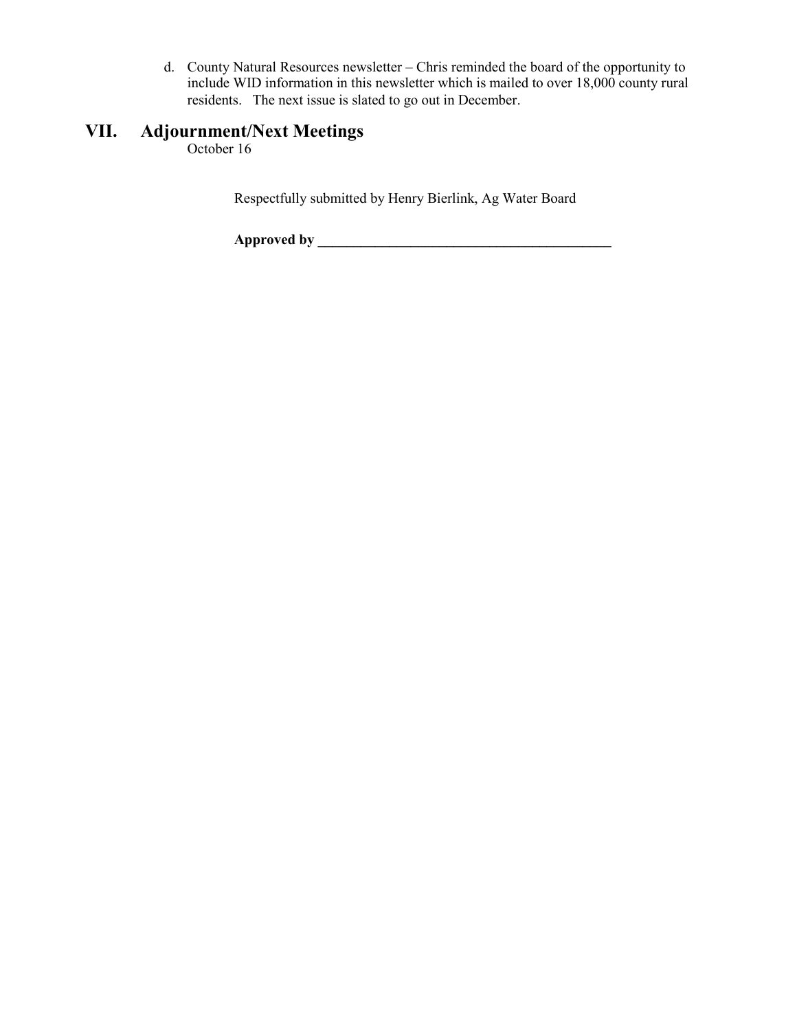d. County Natural Resources newsletter – Chris reminded the board of the opportunity to include WID information in this newsletter which is mailed to over 18,000 county rural residents. The next issue is slated to go out in December.

## VII. Adjournment/Next Meetings

October 16

Respectfully submitted by Henry Bierlink, Ag Water Board

**Approved by \_\_\_\_\_\_\_\_\_\_\_\_\_\_\_\_\_\_\_\_\_\_\_\_\_\_\_\_\_\_\_\_\_\_\_\_\_\_\_\_\_\_**